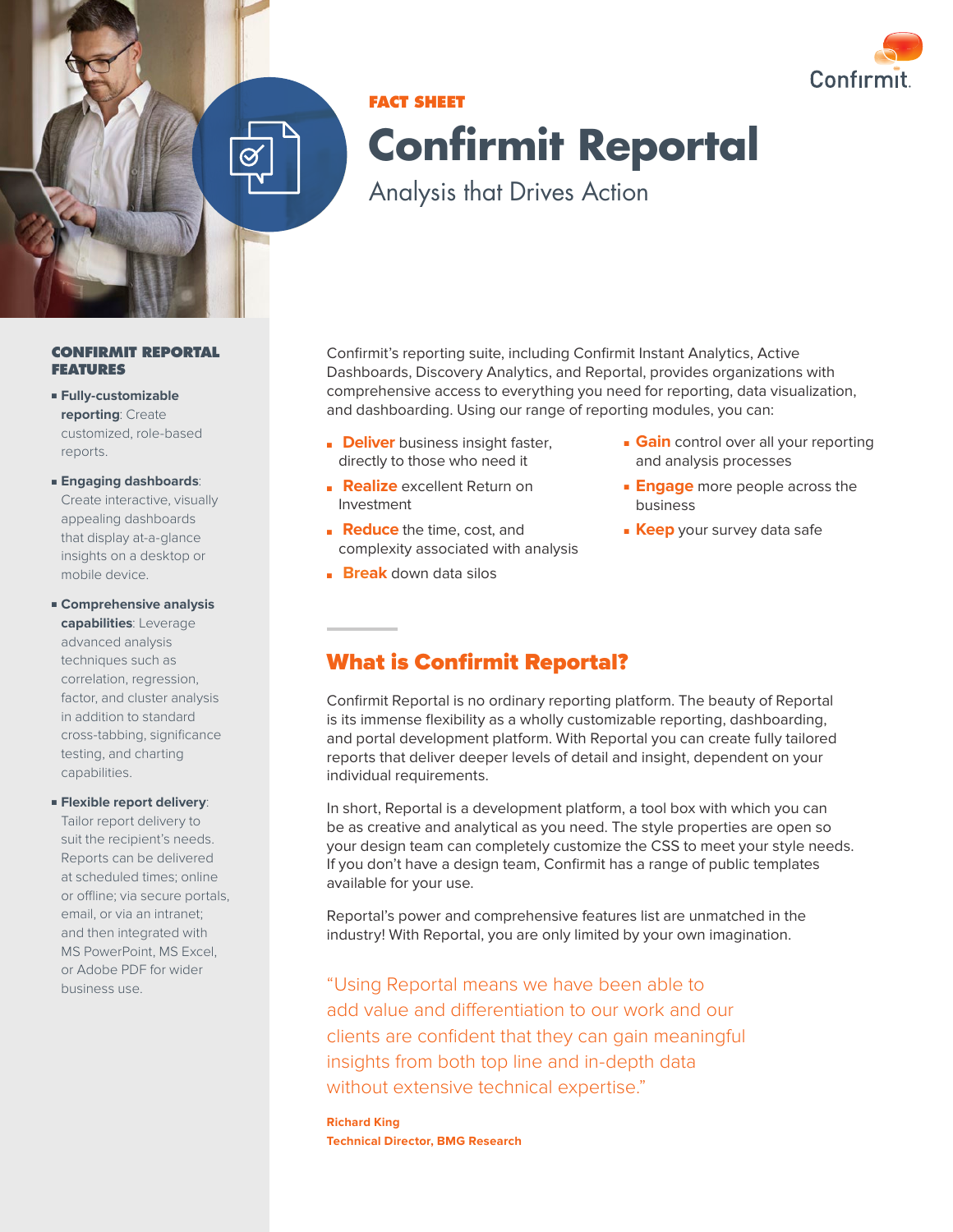FACT SHEET

# Confirmit Reportal

Analysis that Drives Action

Confirmit's reporting suite, including Confirmit Instant Analytics, Active Dashboards, Discovery Analytics, and Reportal, provides organizations with comprehensive access to everything you need for reporting, data visualization, and dashboarding. Using our range of reporting modules, you can:

- **Deliver** business insight faster, directly to those who need it
- **Realize** excellent Return on Investment
- **Reduce** the time, cost, and complexity associated with analysis
- **Break** down data silos
- **Gain** control over all your reporting and analysis processes
- **Engage** more people across the business
- **Keep** your survey data safe

## What is Confirmit Reportal?

Confirmit Reportal is no ordinary reporting platform. The beauty of Reportal is its immense flexibility as a wholly customizable reporting, dashboarding, and portal development platform. With Reportal you can create fully tailored reports that deliver deeper levels of detail and insight, dependent on your individual requirements.

In short, Reportal is a development platform, a tool box with which you can be as creative and analytical as you need. The style properties are open so your design team can completely customize the CSS to meet your style needs. If you don't have a design team, Confirmit has a range of public templates available for your use.

Reportal's power and comprehensive features list are unmatched in the industry! With Reportal, you are only limited by your own imagination.

"Using Reportal means we have been able to add value and differentiation to our work and our clients are confident that they can gain meaningful insights from both top line and in-depth data without extensive technical expertise."

**Richard King**
**Technical Director, BMG Research**

### CONFIRMIT REPORTAL FEATURES

- **Fully-customizable reporting**: Create customized, role-based reports.
- **Engaging dashboards**: Create interactive, visually appealing dashboards that display at-a-glance insights on a desktop or mobile device.
- **Comprehensive analysis capabilities**: Leverage advanced analysis techniques such as correlation, regression, factor, and cluster analysis in addition to standard cross-tabbing, significance testing, and charting capabilities.
- **Flexible report delivery**: Tailor report delivery to suit the recipient's needs. Reports can be delivered at scheduled times; online or offline; via secure portals, email, or via an intranet; and then integrated with MS PowerPoint, MS Excel, or Adobe PDF for wider business use.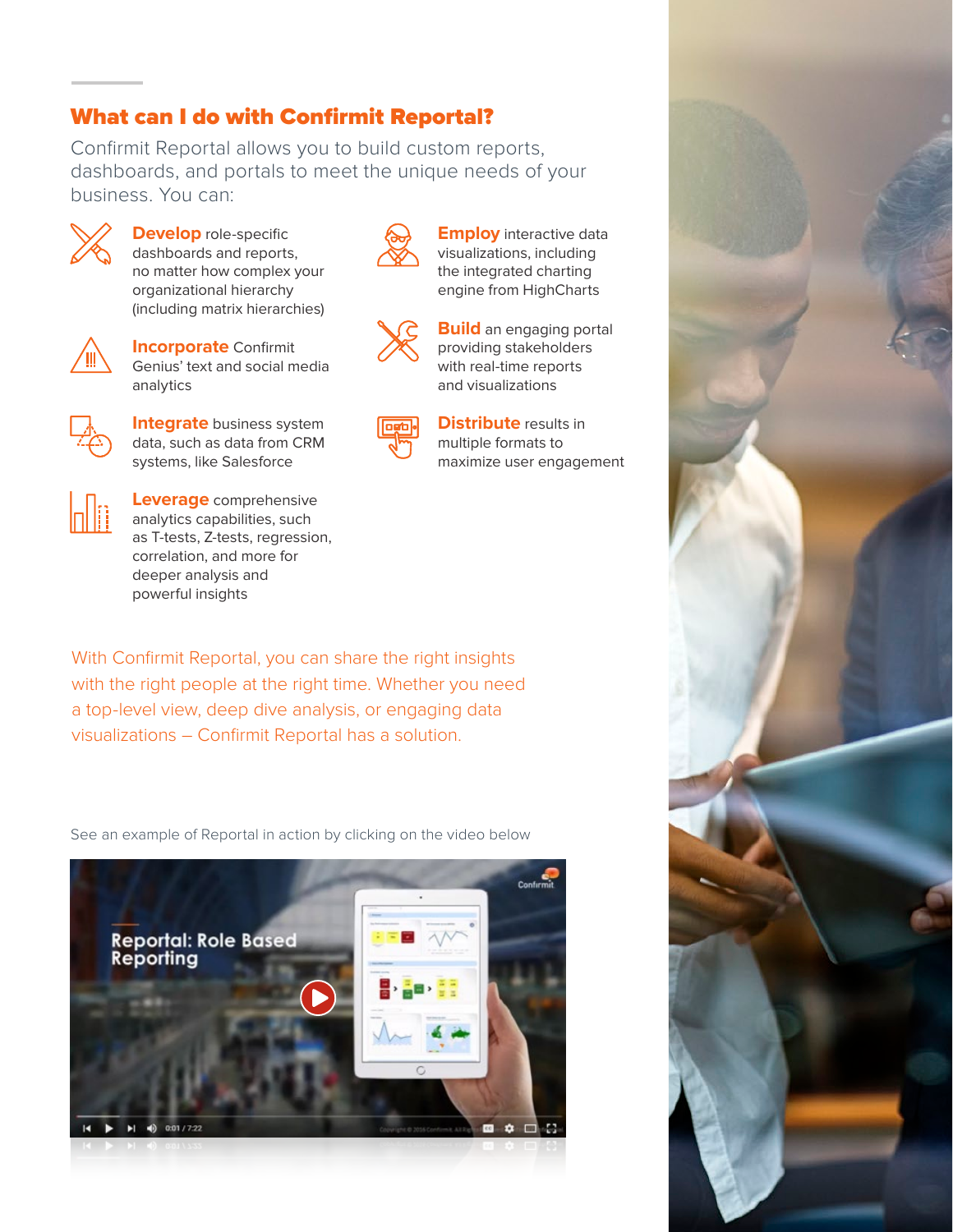## What can I do with Confirmit Reportal?

Confirmit Reportal allows you to build custom reports, dashboards, and portals to meet the unique needs of your business. You can:

- **Develop** role-specific dashboards and reports, no matter how complex your organizational hierarchy (including matrix hierarchies)
- **Incorporate** Confirmit Genius' text and social media analytics
- **Integrate** business system data, such as data from CRM systems, like Salesforce
- **Leverage** comprehensive analytics capabilities, such as T-tests, Z-tests, regression, correlation, and more for deeper analysis and powerful insights
- **Employ** interactive data visualizations, including the integrated charting engine from HighCharts
- **Build** an engaging portal providing stakeholders with real-time reports and visualizations
- **Distribute** results in multiple formats to maximize user engagement

With Confirmit Reportal, you can share the right insights with the right people at the right time. Whether you need a top-level view, deep dive analysis, or engaging data visualizations – Confirmit Reportal has a solution.

See an example of Reportal in action by clicking on the video below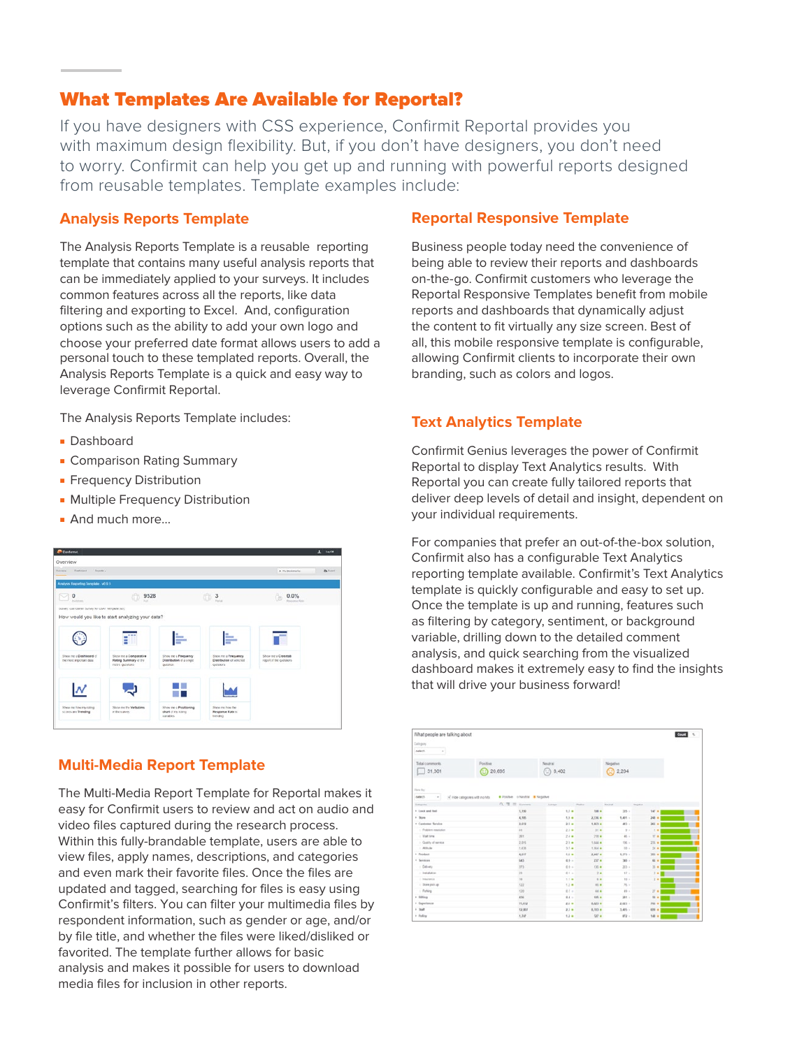## What Templates Are Available for Reportal?

If you have designers with CSS experience, Confirmit Reportal provides you with maximum design flexibility. But, if you don't have designers, you don't need to worry. Confirmit can help you get up and running with powerful reports designed from reusable templates. Template examples include:

### Analysis Reports Template

The Analysis Reports Template is a reusable reporting template that contains many useful analysis reports that can be immediately applied to your surveys. It includes common features across all the reports, like data filtering and exporting to Excel. And, configuration options such as the ability to add your own logo and choose your preferred date format allows users to add a personal touch to these templated reports. Overall, the Analysis Reports Template is a quick and easy way to leverage Confirmit Reportal.

The Analysis Reports Template includes:

- Dashboard
- Comparison Rating Summary
- Frequency Distribution
- Multiple Frequency Distribution
- And much more…

### Multi-Media Report Template

The Multi-Media Report Template for Reportal makes it easy for Confirmit users to review and act on audio and video files captured during the research process. Within this fully-brandable template, users are able to view files, apply names, descriptions, and categories and even mark their favorite files. Once the files are updated and tagged, searching for files is easy using Confirmit's filters. You can filter your multimedia files by respondent information, such as gender or age, and/or by file title, and whether the files were liked/disliked or favorited. The template further allows for basic analysis and makes it possible for users to download media files for inclusion in other reports.

### Reportal Responsive Template

Business people today need the convenience of being able to review their reports and dashboards on-the-go. Confirmit customers who leverage the Reportal Responsive Templates benefit from mobile reports and dashboards that dynamically adjust the content to fit virtually any size screen. Best of all, this mobile responsive template is configurable, allowing Confirmit clients to incorporate their own branding, such as colors and logos.

### Text Analytics Template

Confirmit Genius leverages the power of Confirmit Reportal to display Text Analytics results. With Reportal you can create fully tailored reports that deliver deep levels of detail and insight, dependent on your individual requirements.

For companies that prefer an out-of-the-box solution, Confirmit also has a configurable Text Analytics reporting template available. Confirmit's Text Analytics template is quickly configurable and easy to set up. Once the template is up and running, features such as filtering by category, sentiment, or background variable, drilling down to the detailed comment analysis, and quick searching from the visualized dashboard makes it extremely easy to find the insights that will drive your business forward!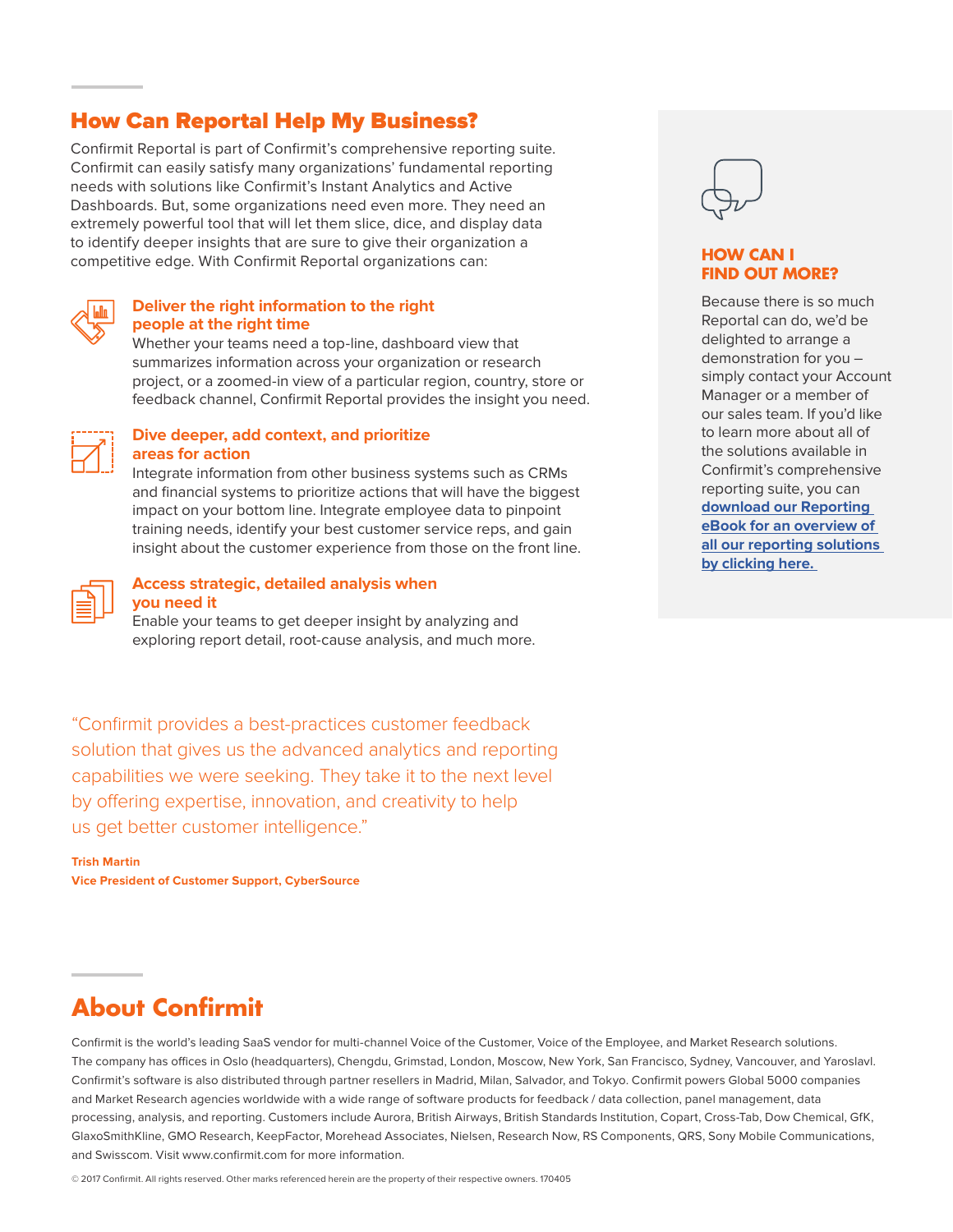## How Can Reportal Help My Business?

Confirmit Reportal is part of Confirmit's comprehensive reporting suite. Confirmit can easily satisfy many organizations' fundamental reporting needs with solutions like Confirmit's Instant Analytics and Active Dashboards. But, some organizations need even more. They need an extremely powerful tool that will let them slice, dice, and display data to identify deeper insights that are sure to give their organization a competitive edge. With Confirmit Reportal organizations can:

### Deliver the right information to the right people at the right time

Whether your teams need a top-line, dashboard view that summarizes information across your organization or research project, or a zoomed-in view of a particular region, country, store or feedback channel, Confirmit Reportal provides the insight you need.

### Dive deeper, add context, and prioritize areas for action

Integrate information from other business systems such as CRMs and financial systems to prioritize actions that will have the biggest impact on your bottom line. Integrate employee data to pinpoint training needs, identify your best customer service reps, and gain insight about the customer experience from those on the front line.

### Access strategic, detailed analysis when you need it

Enable your teams to get deeper insight by analyzing and exploring report detail, root-cause analysis, and much more.

### HOW CAN I FIND OUT MORE?

Because there is so much Reportal can do, we'd be delighted to arrange a demonstration for you – simply contact your Account Manager or a member of our sales team. If you'd like to learn more about all of the solutions available in Confirmit's comprehensive reporting suite, you can **download our Reporting eBook for an overview of all our reporting solutions by clicking here.**

> "Confirmit provides a best-practices customer feedback solution that gives us the advanced analytics and reporting capabilities we were seeking. They take it to the next level by offering expertise, innovation, and creativity to help us get better customer intelligence."

**Trish Martin**
**Vice President of Customer Support, CyberSource**

## About Confirmit

Confirmit is the world's leading SaaS vendor for multi-channel Voice of the Customer, Voice of the Employee, and Market Research solutions. The company has offices in Oslo (headquarters), Chengdu, Grimstad, London, Moscow, New York, San Francisco, Sydney, Vancouver, and Yaroslavl. Confirmit's software is also distributed through partner resellers in Madrid, Milan, Salvador, and Tokyo. Confirmit powers Global 5000 companies and Market Research agencies worldwide with a wide range of software products for feedback / data collection, panel management, data processing, analysis, and reporting. Customers include Aurora, British Airways, British Standards Institution, Copart, Cross-Tab, Dow Chemical, GfK, GlaxoSmithKline, GMO Research, KeepFactor, Morehead Associates, Nielsen, Research Now, RS Components, QRS, Sony Mobile Communications, and Swisscom. Visit www.confirmit.com for more information.

© 2017 Confirmit. All rights reserved. Other marks referenced herein are the property of their respective owners. 170405